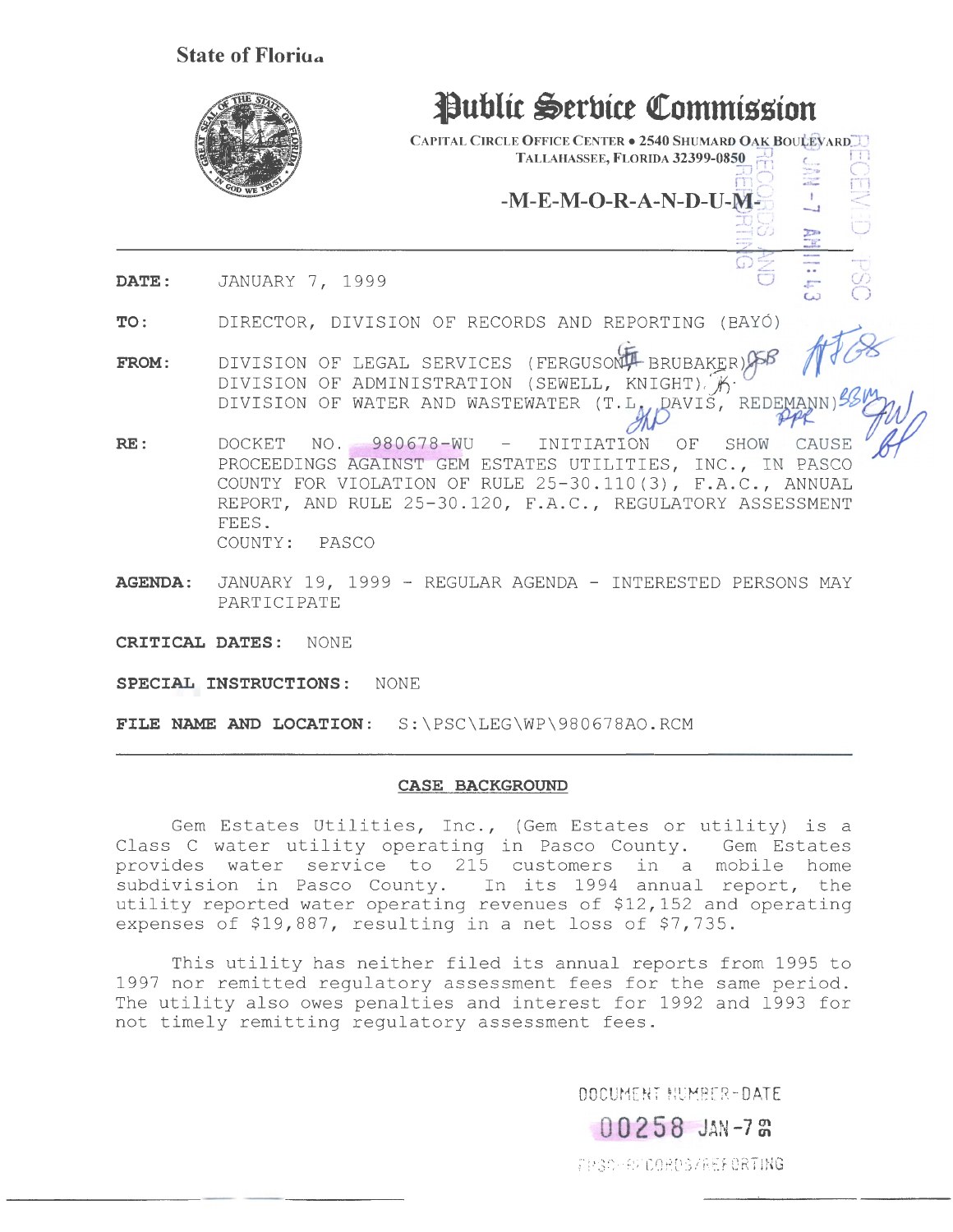State of Florida

# Public Service Commission

CAPITAL CIRCLE OFFICE CENTER • 2540 SHUMARD OAK BOULEVARD
TALLAHASSEE, FLORIDA 32399-0850

## -M-E-M-O-R-A-N-D-U-M-

**DATE:** JANUARY 7, 1999

**TO:** DIRECTOR, DIVISION OF RECORDS AND REPORTING (BAYÓ)

**FROM:** DIVISION OF LEGAL SERVICES (FERGUSON, BRUBAKER)
DIVISION OF ADMINISTRATION (SEWELL, KNIGHT)
DIVISION OF WATER AND WASTEWATER (T.L. DAVIS, REDEMANN)

**RE:** DOCKET NO. 980678-WU - INITIATION OF SHOW CAUSE PROCEEDINGS AGAINST GEM ESTATES UTILITIES, INC., IN PASCO COUNTY FOR VIOLATION OF RULE 25-30.110(3), F.A.C., ANNUAL REPORT, AND RULE 25-30.120, F.A.C., REGULATORY ASSESSMENT FEES.
COUNTY: PASCO

**AGENDA:** JANUARY 19, 1999 - REGULAR AGENDA - INTERESTED PERSONS MAY PARTICIPATE

**CRITICAL DATES:** NONE

**SPECIAL INSTRUCTIONS:** NONE

**FILE NAME AND LOCATION:** S:\PSC\LEG\WP\980678AO.RCM

---

## CASE BACKGROUND

Gem Estates Utilities, Inc., (Gem Estates or utility) is a Class C water utility operating in Pasco County. Gem Estates provides water service to 215 customers in a mobile home subdivision in Pasco County. In its 1994 annual report, the utility reported water operating revenues of $12,152 and operating expenses of $19,887, resulting in a net loss of $7,735.

This utility has neither filed its annual reports from 1995 to 1997 nor remitted regulatory assessment fees for the same period. The utility also owes penalties and interest for 1992 and 1993 for not timely remitting regulatory assessment fees.

DOCUMENT NUMBER-DATE
00258 JAN-7 99
FPSC-RECORDS/REPORTING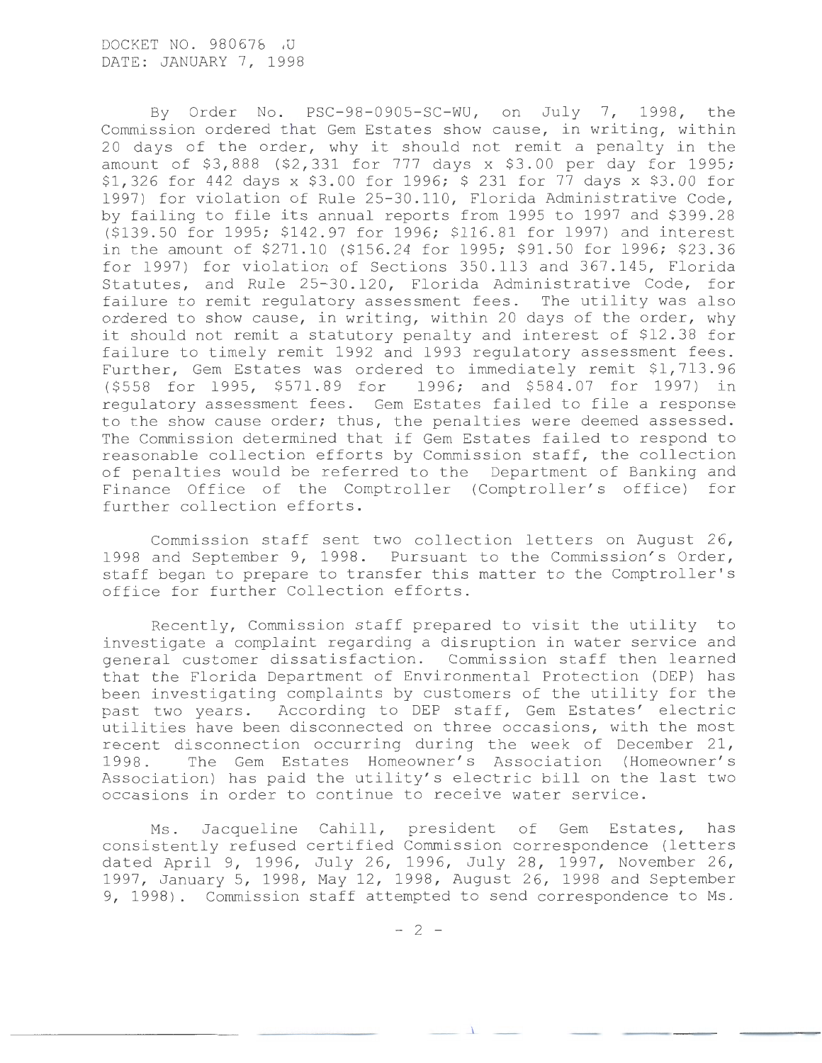By Order No. PSC-98-0905-SC-WU, on July 7, 1998, the Commission ordered that Gem Estates show cause, in writing, within 20 days of the order, why it should not remit a penalty in the amount of $3,888 ($2,331 for 777 days x $3.00 per day for 1995; $1,326 for 442 days x $3.00 for 1996; $ 231 for 77 days x $3.00 for 1997) for violation of Rule 25-30.110, Florida Administrative Code, by failing to file its annual reports from 1995 to 1997 and $399.28 ($139.50 for 1995; $142.97 for 1996; $116.81 for 1997) and interest in the amount of $271.10 ($156.24 for 1995; $91.50 for 1996; $23.36 for 1997) for violation of Sections 350.113 and 367.145, Florida Statutes, and Rule 25-30.120, Florida Administrative Code, for failure to remit regulatory assessment fees. The utility was also ordered to show cause, in writing, within 20 days of the order, why it should not remit a statutory penalty and interest of $12.38 for failure to timely remit 1992 and 1993 regulatory assessment fees. Further, Gem Estates was ordered to immediately remit $1,713.96 ($558 for 1995, $571.89 for 1996; and $584.07 for 1997) in regulatory assessment fees. Gem Estates failed to file a response to the show cause order; thus, the penalties were deemed assessed. The Commission determined that if Gem Estates failed to respond to reasonable collection efforts by Commission staff, the collection of penalties would be referred to the Department of Banking and Finance Office of the Comptroller (Comptroller's office) for further collection efforts.

Commission staff sent two collection letters on August 26, 1998 and September 9, 1998. Pursuant to the Commission's Order, staff began to prepare to transfer this matter to the Comptroller's office for further Collection efforts.

Recently, Commission staff prepared to visit the utility to investigate a complaint regarding a disruption in water service and general customer dissatisfaction. Commission staff then learned that the Florida Department of Environmental Protection (DEP) has been investigating complaints by customers of the utility for the past two years. According to DEP staff, Gem Estates' electric utilities have been disconnected on three occasions, with the most recent disconnection occurring during the week of December 21, 1998. The Gem Estates Homeowner's Association (Homeowner's Association) has paid the utility's electric bill on the last two occasions in order to continue to receive water service.

Ms. Jacqueline Cahill, president of Gem Estates, has consistently refused certified Commission correspondence (letters dated April 9, 1996, July 26, 1996, July 28, 1997, November 26, 1997, January 5, 1998, May 12, 1998, August 26, 1998 and September 9, 1998). Commission staff attempted to send correspondence to Ms.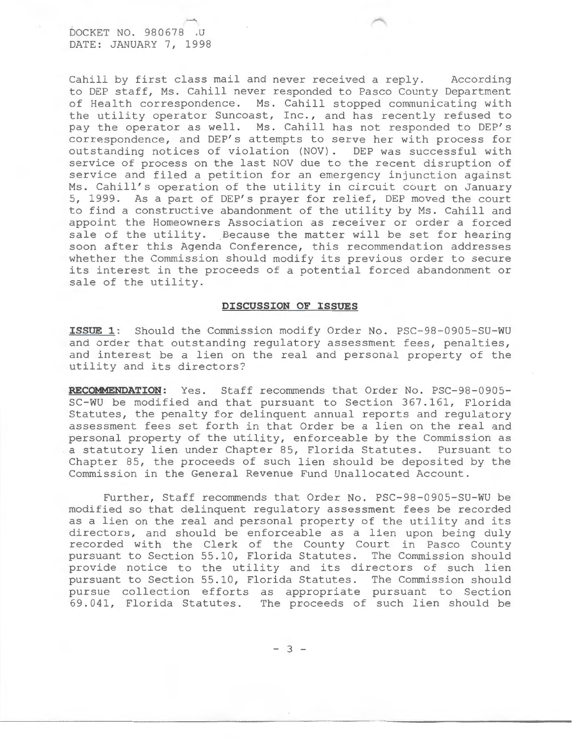Cahill by first class mail and never received a reply. According to DEP staff, Ms. Cahill never responded to Pasco County Department of Health correspondence. Ms. Cahill stopped communicating with the utility operator Suncoast, Inc., and has recently refused to pay the operator as well. Ms. Cahill has not responded to DEP's correspondence, and DEP's attempts to serve her with process for outstanding notices of violation (NOV). DEP was successful with service of process on the last NOV due to the recent disruption of service and filed a petition for an emergency injunction against Ms. Cahill's operation of the utility in circuit court on January 5, 1999. As a part of DEP's prayer for relief, DEP moved the court to find a constructive abandonment of the utility by Ms. Cahill and appoint the Homeowners Association as receiver or order a forced sale of the utility. Because the matter will be set for hearing soon after this Agenda Conference, this recommendation addresses whether the Commission should modify its previous order to secure its interest in the proceeds of a potential forced abandonment or sale of the utility.

## DISCUSSION OF ISSUES

**ISSUE 1**: Should the Commission modify Order No. PSC-98-0905-SU-WU and order that outstanding regulatory assessment fees, penalties, and interest be a lien on the real and personal property of the utility and its directors?

**RECOMMENDATION**: Yes. Staff recommends that Order No. PSC-98-0905-SC-WU be modified and that pursuant to Section 367.161, Florida Statutes, the penalty for delinquent annual reports and regulatory assessment fees set forth in that Order be a lien on the real and personal property of the utility, enforceable by the Commission as a statutory lien under Chapter 85, Florida Statutes. Pursuant to Chapter 85, the proceeds of such lien should be deposited by the Commission in the General Revenue Fund Unallocated Account.

Further, Staff recommends that Order No. PSC-98-0905-SU-WU be modified so that delinquent regulatory assessment fees be recorded as a lien on the real and personal property of the utility and its directors, and should be enforceable as a lien upon being duly recorded with the Clerk of the County Court in Pasco County pursuant to Section 55.10, Florida Statutes. The Commission should provide notice to the utility and its directors of such lien pursuant to Section 55.10, Florida Statutes. The Commission should pursue collection efforts as appropriate pursuant to Section 69.041, Florida Statutes. The proceeds of such lien should be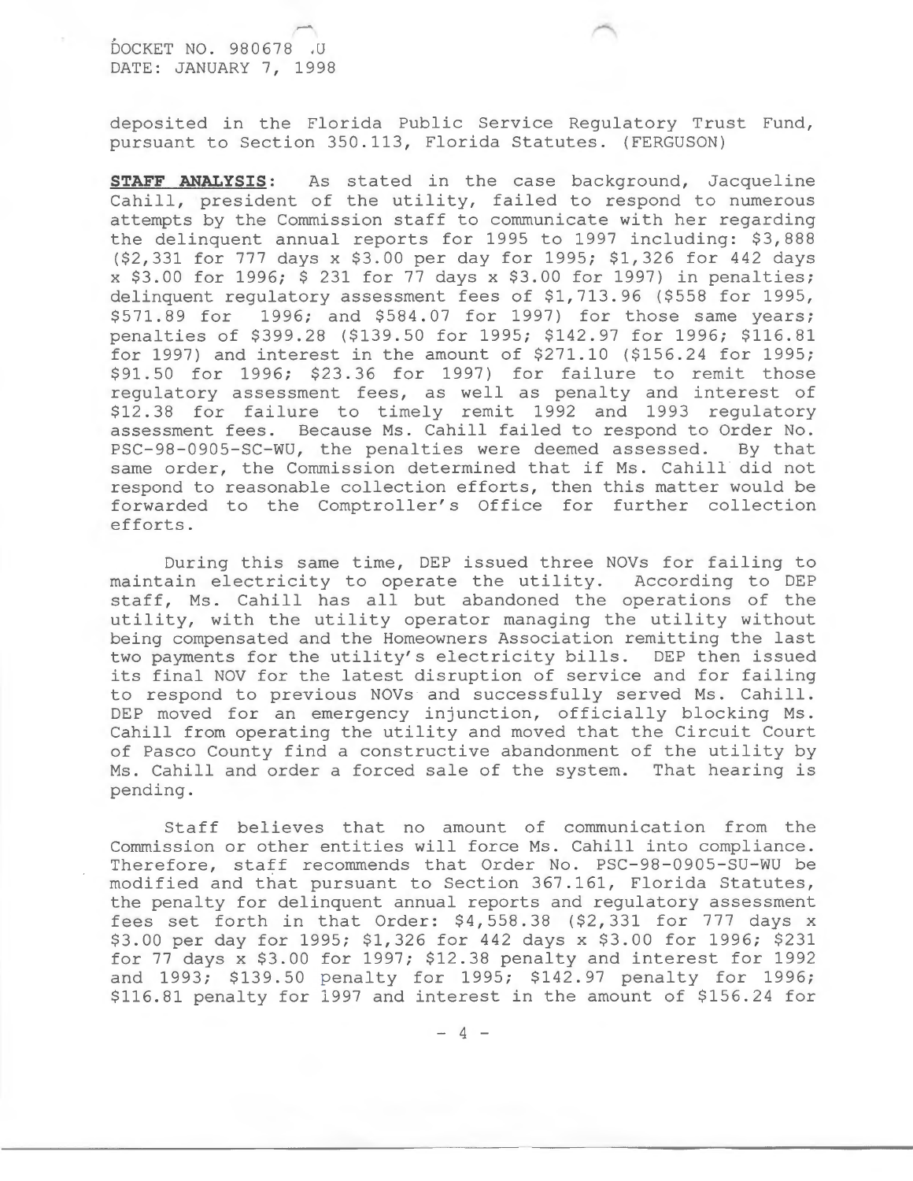deposited in the Florida Public Service Regulatory Trust Fund, pursuant to Section 350.113, Florida Statutes. (FERGUSON)

**STAFF ANALYSIS**: As stated in the case background, Jacqueline Cahill, president of the utility, failed to respond to numerous attempts by the Commission staff to communicate with her regarding the delinquent annual reports for 1995 to 1997 including: $3,888 ($2,331 for 777 days x $3.00 per day for 1995; $1,326 for 442 days x $3.00 for 1996; $ 231 for 77 days x $3.00 for 1997) in penalties; delinquent regulatory assessment fees of $1,713.96 ($558 for 1995, $571.89 for 1996; and $584.07 for 1997) for those same years; penalties of $399.28 ($139.50 for 1995; $142.97 for 1996; $116.81 for 1997) and interest in the amount of $271.10 ($156.24 for 1995; $91.50 for 1996; $23.36 for 1997) for failure to remit those regulatory assessment fees, as well as penalty and interest of $12.38 for failure to timely remit 1992 and 1993 regulatory assessment fees. Because Ms. Cahill failed to respond to Order No. PSC-98-0905-SC-WU, the penalties were deemed assessed. By that same order, the Commission determined that if Ms. Cahill did not respond to reasonable collection efforts, then this matter would be forwarded to the Comptroller's Office for further collection efforts.

During this same time, DEP issued three NOVs for failing to maintain electricity to operate the utility. According to DEP staff, Ms. Cahill has all but abandoned the operations of the utility, with the utility operator managing the utility without being compensated and the Homeowners Association remitting the last two payments for the utility's electricity bills. DEP then issued its final NOV for the latest disruption of service and for failing to respond to previous NOVs and successfully served Ms. Cahill. DEP moved for an emergency injunction, officially blocking Ms. Cahill from operating the utility and moved that the Circuit Court of Pasco County find a constructive abandonment of the utility by Ms. Cahill and order a forced sale of the system. That hearing is pending.

Staff believes that no amount of communication from the Commission or other entities will force Ms. Cahill into compliance. Therefore, staff recommends that Order No. PSC-98-0905-SU-WU be modified and that pursuant to Section 367.161, Florida Statutes, the penalty for delinquent annual reports and regulatory assessment fees set forth in that Order: $4,558.38 ($2,331 for 777 days x $3.00 per day for 1995; $1,326 for 442 days x $3.00 for 1996; $231 for 77 days x $3.00 for 1997; $12.38 penalty and interest for 1992 and 1993; $139.50 penalty for 1995; $142.97 penalty for 1996; $116.81 penalty for 1997 and interest in the amount of $156.24 for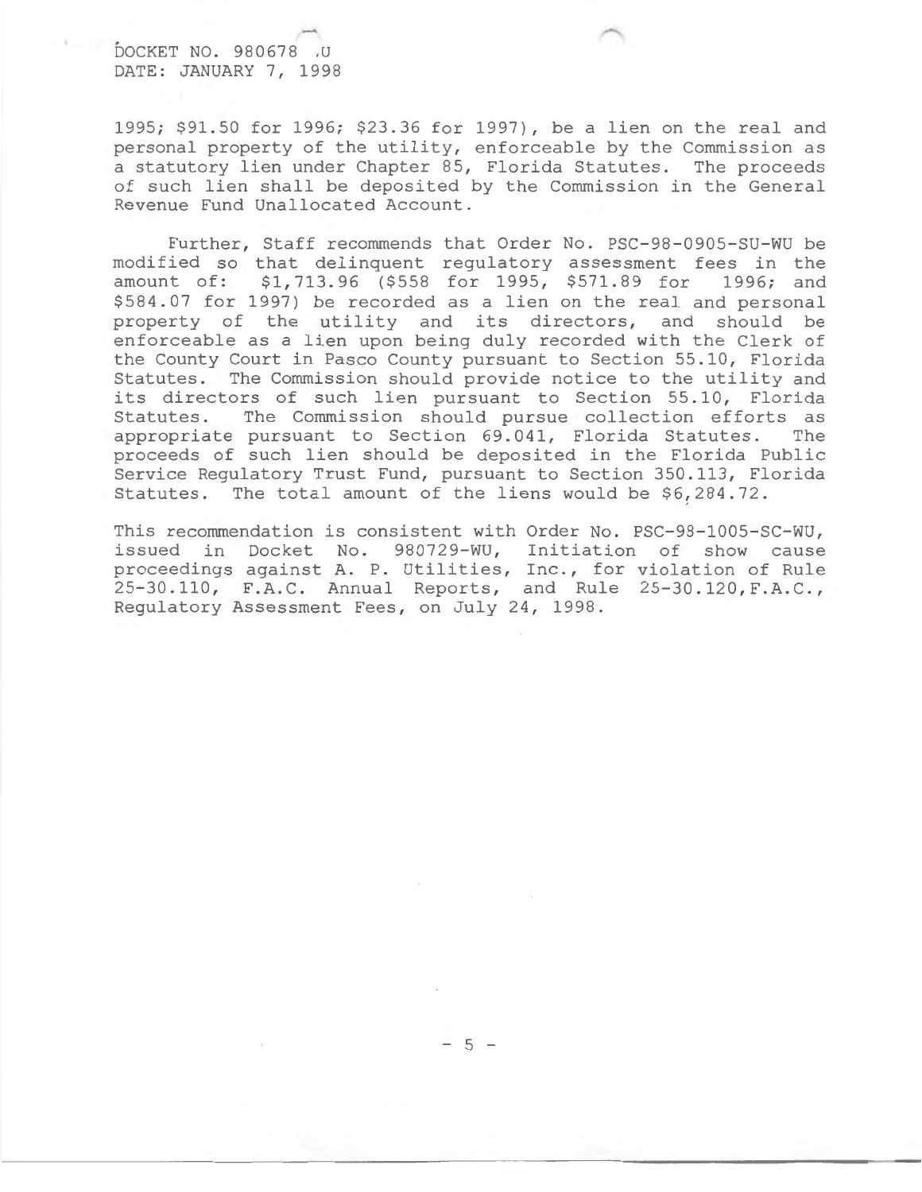1995; $91.50 for 1996; $23.36 for 1997), be a lien on the real and personal property of the utility, enforceable by the Commission as a statutory lien under Chapter 85, Florida Statutes. The proceeds of such lien shall be deposited by the Commission in the General Revenue Fund Unallocated Account.

Further, Staff recommends that Order No. PSC-98-0905-SU-WU be modified so that delinquent regulatory assessment fees in the amount of: $1,713.96 ($558 for 1995, $571.89 for 1996; and $584.07 for 1997) be recorded as a lien on the real and personal property of the utility and its directors, and should be enforceable as a lien upon being duly recorded with the Clerk of the County Court in Pasco County pursuant to Section 55.10, Florida Statutes. The Commission should provide notice to the utility and its directors of such lien pursuant to Section 55.10, Florida Statutes. The Commission should pursue collection efforts as appropriate pursuant to Section 69.041, Florida Statutes. The proceeds of such lien should be deposited in the Florida Public Service Regulatory Trust Fund, pursuant to Section 350.113, Florida Statutes. The total amount of the liens would be $6,284.72.

This recommendation is consistent with Order No. PSC-98-1005-SC-WU, issued in Docket No. 980729-WU, Initiation of show cause proceedings against A. P. Utilities, Inc., for violation of Rule 25-30.110, F.A.C. Annual Reports, and Rule 25-30.120,F.A.C., Regulatory Assessment Fees, on July 24, 1998.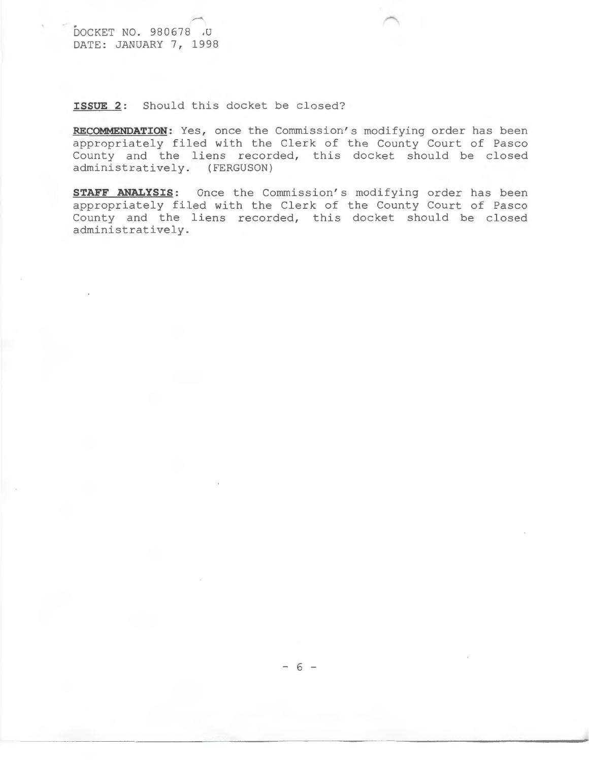**ISSUE 2**: Should this docket be closed?

**RECOMMENDATION**: Yes, once the Commission's modifying order has been appropriately filed with the Clerk of the County Court of Pasco County and the liens recorded, this docket should be closed administratively. (FERGUSON)

**STAFF ANALYSIS**: Once the Commission's modifying order has been appropriately filed with the Clerk of the County Court of Pasco County and the liens recorded, this docket should be closed administratively.